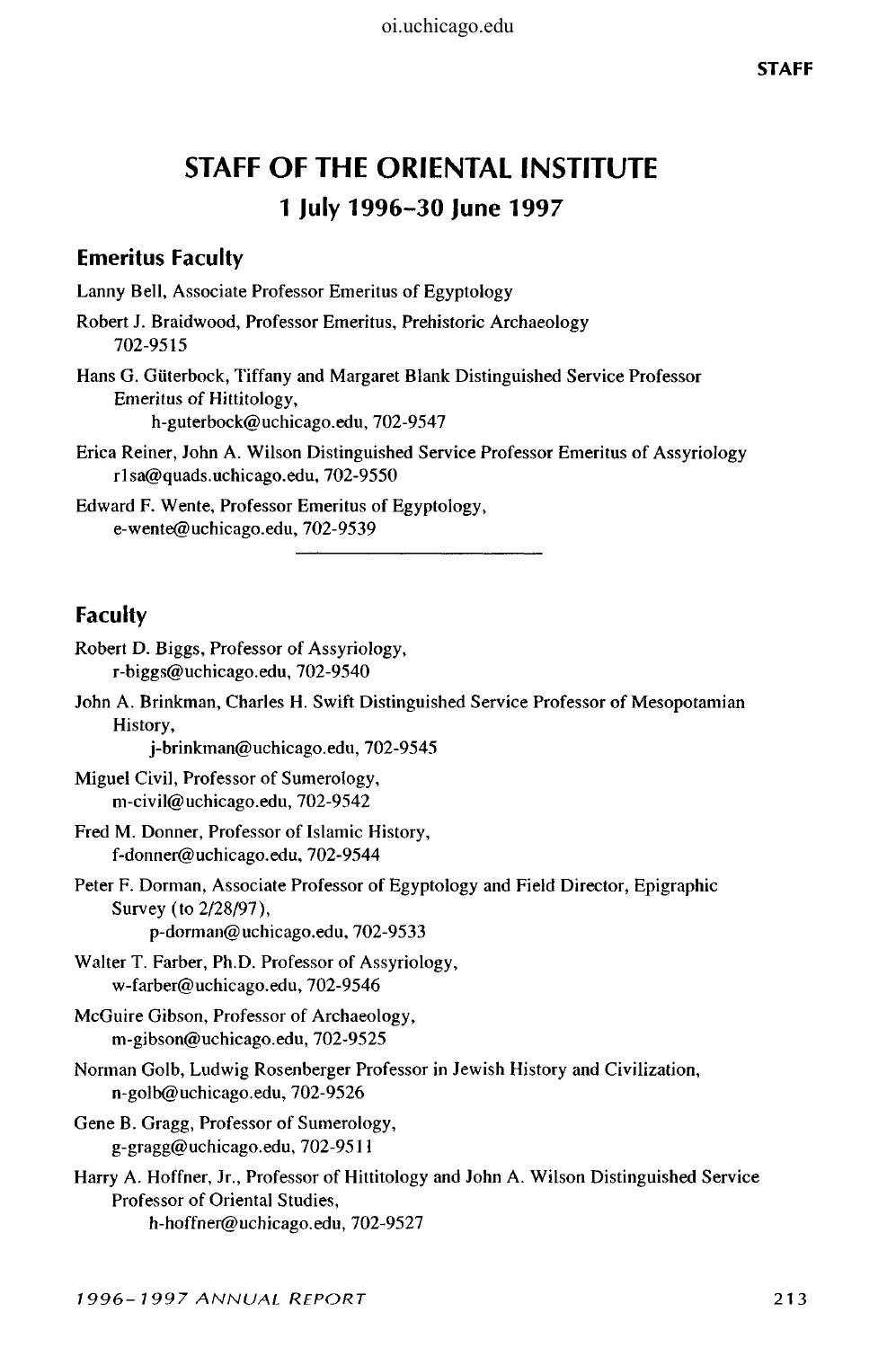# STAFF OF THE ORIENTAL INSTITUTE

### 1 July 1996–30 June 1997

## Emeritus Faculty

Lanny Bell, Associate Professor Emeritus of Egyptology

Robert J. Braidwood, Professor Emeritus, Prehistoric Archaeology
702-9515

Hans G. Güterbock, Tiffany and Margaret Blank Distinguished Service Professor Emeritus of Hittitology,
h-guterbock@uchicago.edu, 702-9547

Erica Reiner, John A. Wilson Distinguished Service Professor Emeritus of Assyriology
r1sa@quads.uchicago.edu, 702-9550

Edward F. Wente, Professor Emeritus of Egyptology,
e-wente@uchicago.edu, 702-9539

---

## Faculty

Robert D. Biggs, Professor of Assyriology,
r-biggs@uchicago.edu, 702-9540

John A. Brinkman, Charles H. Swift Distinguished Service Professor of Mesopotamian History,
j-brinkman@uchicago.edu, 702-9545

Miguel Civil, Professor of Sumerology,
m-civil@uchicago.edu, 702-9542

Fred M. Donner, Professor of Islamic History,
f-donner@uchicago.edu, 702-9544

Peter F. Dorman, Associate Professor of Egyptology and Field Director, Epigraphic Survey (to 2/28/97),
p-dorman@uchicago.edu, 702-9533

Walter T. Farber, Ph.D. Professor of Assyriology,
w-farber@uchicago.edu, 702-9546

McGuire Gibson, Professor of Archaeology,
m-gibson@uchicago.edu, 702-9525

Norman Golb, Ludwig Rosenberger Professor in Jewish History and Civilization,
n-golb@uchicago.edu, 702-9526

Gene B. Gragg, Professor of Sumerology,
g-gragg@uchicago.edu, 702-9511

Harry A. Hoffner, Jr., Professor of Hittitology and John A. Wilson Distinguished Service Professor of Oriental Studies,
h-hoffner@uchicago.edu, 702-9527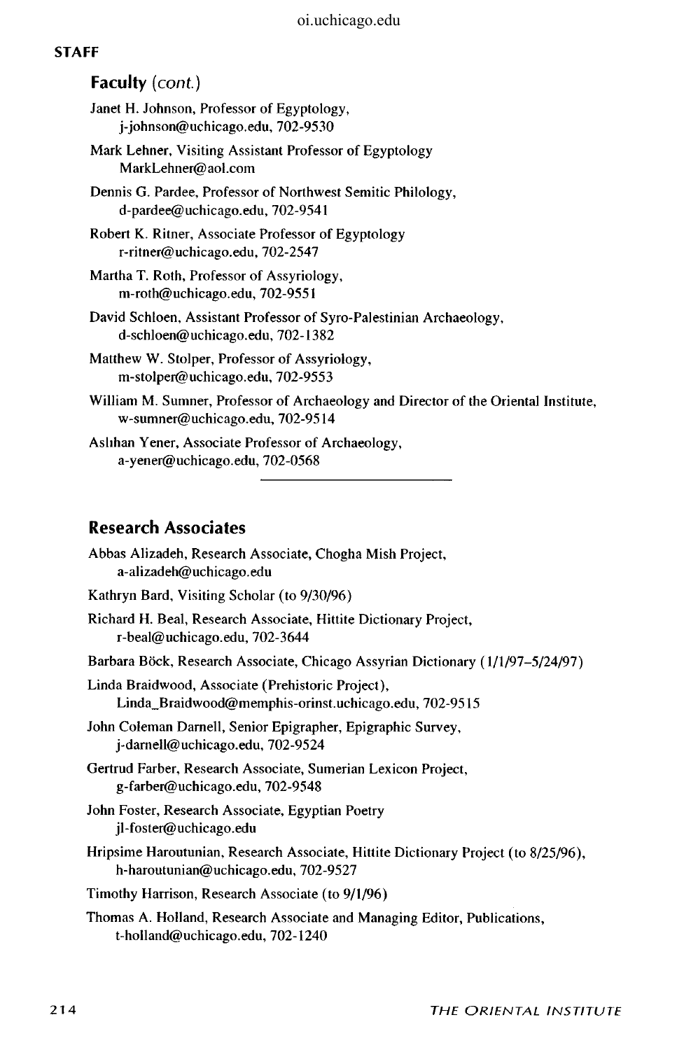## STAFF

### Faculty *(cont.)*

Janet H. Johnson, Professor of Egyptology,
j-johnson@uchicago.edu, 702-9530

Mark Lehner, Visiting Assistant Professor of Egyptology
MarkLehner@aol.com

Dennis G. Pardee, Professor of Northwest Semitic Philology,
d-pardee@uchicago.edu, 702-9541

Robert K. Ritner, Associate Professor of Egyptology
r-ritner@uchicago.edu, 702-2547

Martha T. Roth, Professor of Assyriology,
m-roth@uchicago.edu, 702-9551

David Schloen, Assistant Professor of Syro-Palestinian Archaeology,
d-schloen@uchicago.edu, 702-1382

Matthew W. Stolper, Professor of Assyriology,
m-stolper@uchicago.edu, 702-9553

William M. Sumner, Professor of Archaeology and Director of the Oriental Institute,
w-sumner@uchicago.edu, 702-9514

Aslıhan Yener, Associate Professor of Archaeology,
a-yener@uchicago.edu, 702-0568

---

### Research Associates

Abbas Alizadeh, Research Associate, Chogha Mish Project,
a-alizadeh@uchicago.edu

Kathryn Bard, Visiting Scholar (to 9/30/96)

Richard H. Beal, Research Associate, Hittite Dictionary Project,
r-beal@uchicago.edu, 702-3644

Barbara Böck, Research Associate, Chicago Assyrian Dictionary (1/1/97–5/24/97)

Linda Braidwood, Associate (Prehistoric Project),
Linda_Braidwood@memphis-orinst.uchicago.edu, 702-9515

John Coleman Darnell, Senior Epigrapher, Epigraphic Survey,
j-darnell@uchicago.edu, 702-9524

Gertrud Farber, Research Associate, Sumerian Lexicon Project,
g-farber@uchicago.edu, 702-9548

John Foster, Research Associate, Egyptian Poetry
jl-foster@uchicago.edu

Hripsime Haroutunian, Research Associate, Hittite Dictionary Project (to 8/25/96),
h-haroutunian@uchicago.edu, 702-9527

Timothy Harrison, Research Associate (to 9/1/96)

Thomas A. Holland, Research Associate and Managing Editor, Publications,
t-holland@uchicago.edu, 702-1240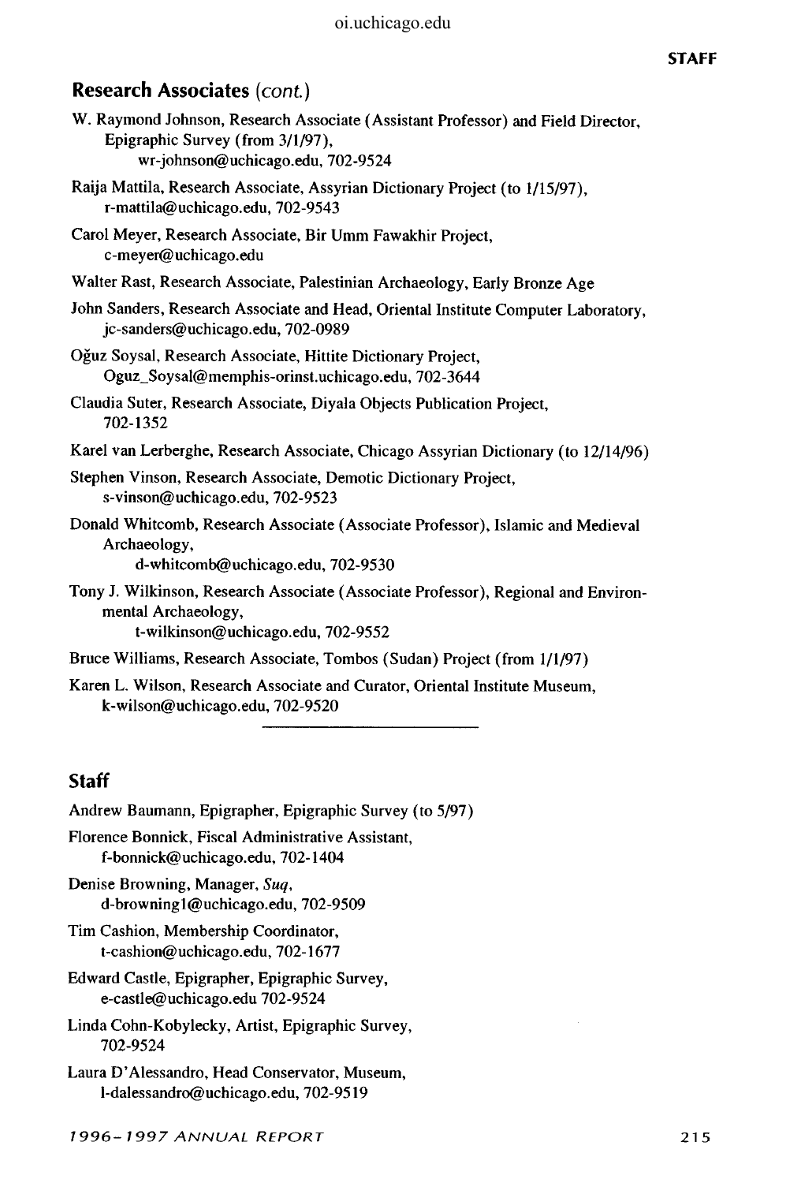## Research Associates *(cont.)*

W. Raymond Johnson, Research Associate (Assistant Professor) and Field Director, Epigraphic Survey (from 3/1/97),
wr-johnson@uchicago.edu, 702-9524

Raija Mattila, Research Associate, Assyrian Dictionary Project (to 1/15/97),
r-mattila@uchicago.edu, 702-9543

Carol Meyer, Research Associate, Bir Umm Fawakhir Project,
c-meyer@uchicago.edu

Walter Rast, Research Associate, Palestinian Archaeology, Early Bronze Age

John Sanders, Research Associate and Head, Oriental Institute Computer Laboratory,
jc-sanders@uchicago.edu, 702-0989

Oğuz Soysal, Research Associate, Hittite Dictionary Project,
Oguz_Soysal@memphis-orinst.uchicago.edu, 702-3644

Claudia Suter, Research Associate, Diyala Objects Publication Project,
702-1352

Karel van Lerberghe, Research Associate, Chicago Assyrian Dictionary (to 12/14/96)

Stephen Vinson, Research Associate, Demotic Dictionary Project,
s-vinson@uchicago.edu, 702-9523

Donald Whitcomb, Research Associate (Associate Professor), Islamic and Medieval Archaeology,
d-whitcomb@uchicago.edu, 702-9530

Tony J. Wilkinson, Research Associate (Associate Professor), Regional and Environmental Archaeology,
t-wilkinson@uchicago.edu, 702-9552

Bruce Williams, Research Associate, Tombos (Sudan) Project (from 1/1/97)

Karen L. Wilson, Research Associate and Curator, Oriental Institute Museum,
k-wilson@uchicago.edu, 702-9520

---

## Staff

Andrew Baumann, Epigrapher, Epigraphic Survey (to 5/97)

Florence Bonnick, Fiscal Administrative Assistant,
f-bonnick@uchicago.edu, 702-1404

Denise Browning, Manager, *Suq*,
d-browning1@uchicago.edu, 702-9509

Tim Cashion, Membership Coordinator,
t-cashion@uchicago.edu, 702-1677

Edward Castle, Epigrapher, Epigraphic Survey,
e-castle@uchicago.edu 702-9524

Linda Cohn-Kobylecky, Artist, Epigraphic Survey,
702-9524

Laura D'Alessandro, Head Conservator, Museum,
l-dalessandro@uchicago.edu, 702-9519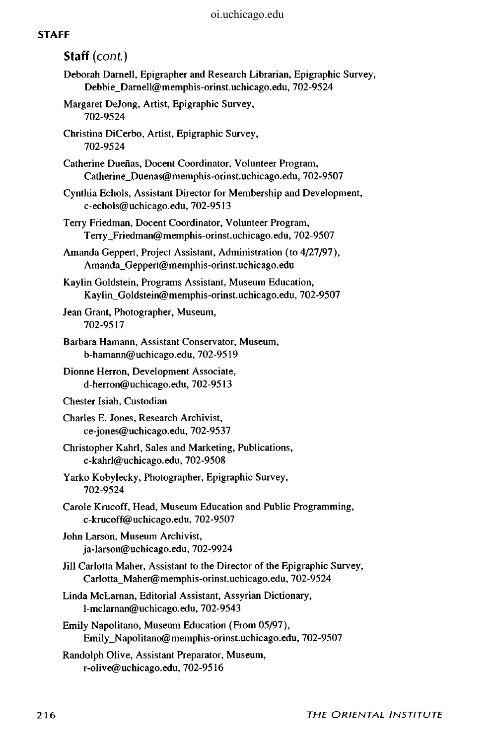## STAFF

### Staff (cont.)

Deborah Darnell, Epigrapher and Research Librarian, Epigraphic Survey, Debbie_Darnell@memphis-orinst.uchicago.edu, 702-9524

Margaret DeJong, Artist, Epigraphic Survey, 702-9524

Christina DiCerbo, Artist, Epigraphic Survey, 702-9524

Catherine Dueñas, Docent Coordinator, Volunteer Program, Catherine_Duenas@memphis-orinst.uchicago.edu, 702-9507

Cynthia Echols, Assistant Director for Membership and Development, c-echols@uchicago.edu, 702-9513

Terry Friedman, Docent Coordinator, Volunteer Program, Terry_Friedman@memphis-orinst.uchicago.edu, 702-9507

Amanda Geppert, Project Assistant, Administration (to 4/27/97), Amanda_Geppert@memphis-orinst.uchicago.edu

Kaylin Goldstein, Programs Assistant, Museum Education, Kaylin_Goldstein@memphis-orinst.uchicago.edu, 702-9507

Jean Grant, Photographer, Museum, 702-9517

Barbara Hamann, Assistant Conservator, Museum, b-hamann@uchicago.edu, 702-9519

Dionne Herron, Development Associate, d-herron@uchicago.edu, 702-9513

Chester Isiah, Custodian

Charles E. Jones, Research Archivist, ce-jones@uchicago.edu, 702-9537

Christopher Kahrl, Sales and Marketing, Publications, c-kahrl@uchicago.edu, 702-9508

Yarko Kobylecky, Photographer, Epigraphic Survey, 702-9524

Carole Krucoff, Head, Museum Education and Public Programming, c-krucoff@uchicago.edu, 702-9507

John Larson, Museum Archivist, ja-larson@uchicago.edu, 702-9924

Jill Carlotta Maher, Assistant to the Director of the Epigraphic Survey, Carlotta_Maher@memphis-orinst.uchicago.edu, 702-9524

Linda McLarnan, Editorial Assistant, Assyrian Dictionary, l-mclarnan@uchicago.edu, 702-9543

Emily Napolitano, Museum Education (From 05/97), Emily_Napolitano@memphis-orinst.uchicago.edu, 702-9507

Randolph Olive, Assistant Preparator, Museum, r-olive@uchicago.edu, 702-9516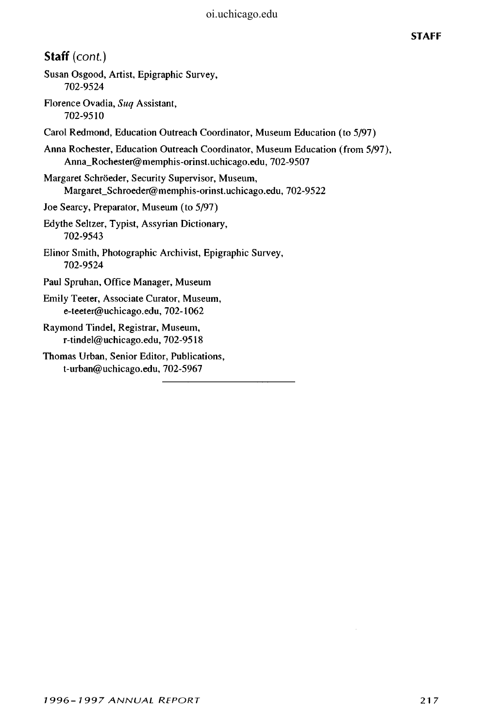## Staff (*cont.*)

Susan Osgood, Artist, Epigraphic Survey, 702-9524

Florence Ovadia, *Suq* Assistant, 702-9510

Carol Redmond, Education Outreach Coordinator, Museum Education (to 5/97)

Anna Rochester, Education Outreach Coordinator, Museum Education (from 5/97), Anna_Rochester@memphis-orinst.uchicago.edu, 702-9507

Margaret Schröeder, Security Supervisor, Museum, Margaret_Schroeder@memphis-orinst.uchicago.edu, 702-9522

Joe Searcy, Preparator, Museum (to 5/97)

Edythe Seltzer, Typist, Assyrian Dictionary, 702-9543

Elinor Smith, Photographic Archivist, Epigraphic Survey, 702-9524

Paul Spruhan, Office Manager, Museum

Emily Teeter, Associate Curator, Museum, e-teeter@uchicago.edu, 702-1062

Raymond Tindel, Registrar, Museum, r-tindel@uchicago.edu, 702-9518

Thomas Urban, Senior Editor, Publications, t-urban@uchicago.edu, 702-5967